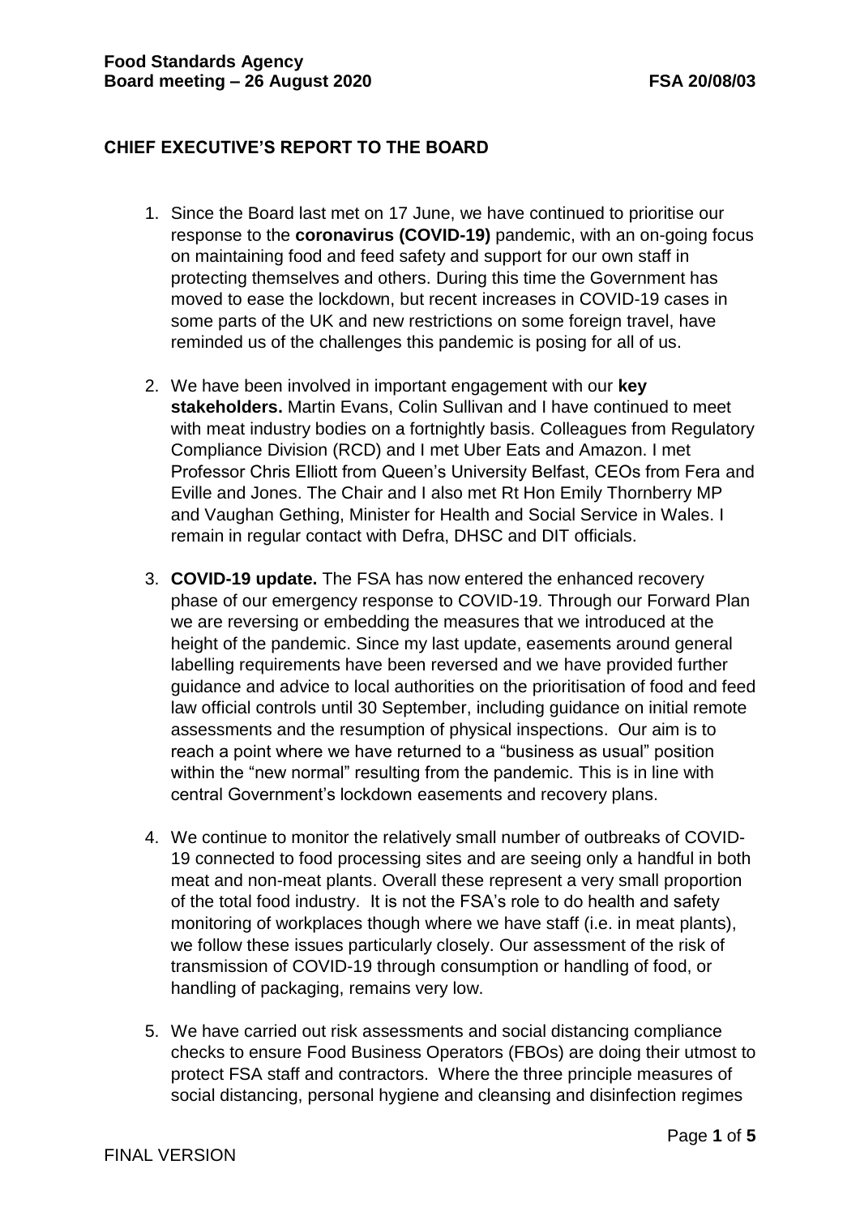**Food Standards Agency**
**Board meeting – 26 August 2020** **FSA 20/08/03**

## CHIEF EXECUTIVE'S REPORT TO THE BOARD

1. Since the Board last met on 17 June, we have continued to prioritise our response to the **coronavirus (COVID-19)** pandemic, with an on-going focus on maintaining food and feed safety and support for our own staff in protecting themselves and others. During this time the Government has moved to ease the lockdown, but recent increases in COVID-19 cases in some parts of the UK and new restrictions on some foreign travel, have reminded us of the challenges this pandemic is posing for all of us.

2. We have been involved in important engagement with our **key stakeholders.** Martin Evans, Colin Sullivan and I have continued to meet with meat industry bodies on a fortnightly basis. Colleagues from Regulatory Compliance Division (RCD) and I met Uber Eats and Amazon. I met Professor Chris Elliott from Queen's University Belfast, CEOs from Fera and Eville and Jones. The Chair and I also met Rt Hon Emily Thornberry MP and Vaughan Gething, Minister for Health and Social Service in Wales. I remain in regular contact with Defra, DHSC and DIT officials.

3. **COVID-19 update.** The FSA has now entered the enhanced recovery phase of our emergency response to COVID-19. Through our Forward Plan we are reversing or embedding the measures that we introduced at the height of the pandemic. Since my last update, easements around general labelling requirements have been reversed and we have provided further guidance and advice to local authorities on the prioritisation of food and feed law official controls until 30 September, including guidance on initial remote assessments and the resumption of physical inspections. Our aim is to reach a point where we have returned to a "business as usual" position within the "new normal" resulting from the pandemic. This is in line with central Government's lockdown easements and recovery plans.

4. We continue to monitor the relatively small number of outbreaks of COVID-19 connected to food processing sites and are seeing only a handful in both meat and non-meat plants. Overall these represent a very small proportion of the total food industry. It is not the FSA's role to do health and safety monitoring of workplaces though where we have staff (i.e. in meat plants), we follow these issues particularly closely. Our assessment of the risk of transmission of COVID-19 through consumption or handling of food, or handling of packaging, remains very low.

5. We have carried out risk assessments and social distancing compliance checks to ensure Food Business Operators (FBOs) are doing their utmost to protect FSA staff and contractors. Where the three principle measures of social distancing, personal hygiene and cleansing and disinfection regimes

FINAL VERSION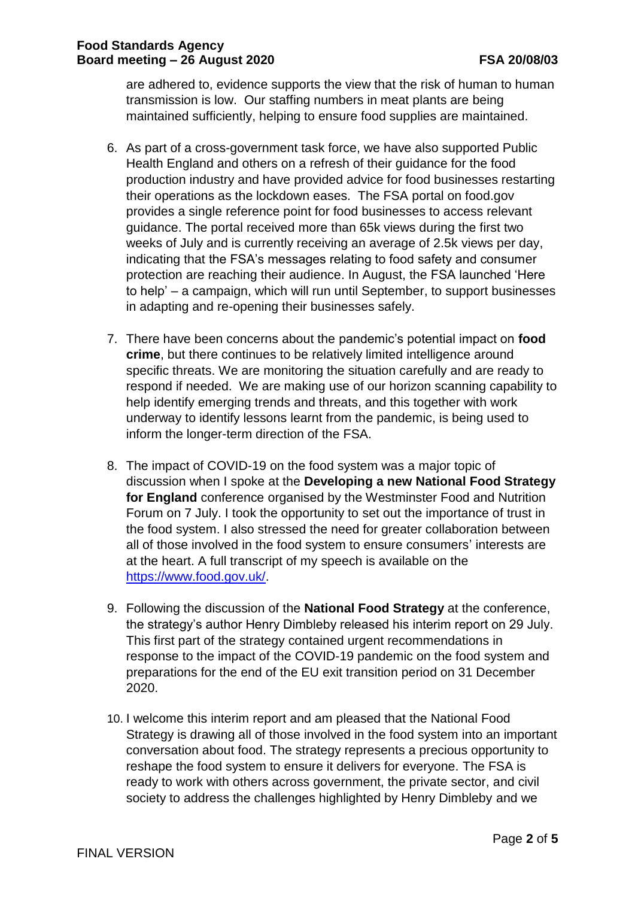are adhered to, evidence supports the view that the risk of human to human transmission is low. Our staffing numbers in meat plants are being maintained sufficiently, helping to ensure food supplies are maintained.

6. As part of a cross-government task force, we have also supported Public Health England and others on a refresh of their guidance for the food production industry and have provided advice for food businesses restarting their operations as the lockdown eases. The FSA portal on food.gov provides a single reference point for food businesses to access relevant guidance. The portal received more than 65k views during the first two weeks of July and is currently receiving an average of 2.5k views per day, indicating that the FSA's messages relating to food safety and consumer protection are reaching their audience. In August, the FSA launched 'Here to help' – a campaign, which will run until September, to support businesses in adapting and re-opening their businesses safely.

7. There have been concerns about the pandemic's potential impact on **food crime**, but there continues to be relatively limited intelligence around specific threats. We are monitoring the situation carefully and are ready to respond if needed. We are making use of our horizon scanning capability to help identify emerging trends and threats, and this together with work underway to identify lessons learnt from the pandemic, is being used to inform the longer-term direction of the FSA.

8. The impact of COVID-19 on the food system was a major topic of discussion when I spoke at the **Developing a new National Food Strategy for England** conference organised by the Westminster Food and Nutrition Forum on 7 July. I took the opportunity to set out the importance of trust in the food system. I also stressed the need for greater collaboration between all of those involved in the food system to ensure consumers' interests are at the heart. A full transcript of my speech is available on the [https://www.food.gov.uk/](https://www.food.gov.uk/).

9. Following the discussion of the **National Food Strategy** at the conference, the strategy's author Henry Dimbleby released his interim report on 29 July. This first part of the strategy contained urgent recommendations in response to the impact of the COVID-19 pandemic on the food system and preparations for the end of the EU exit transition period on 31 December 2020.

10. I welcome this interim report and am pleased that the National Food Strategy is drawing all of those involved in the food system into an important conversation about food. The strategy represents a precious opportunity to reshape the food system to ensure it delivers for everyone. The FSA is ready to work with others across government, the private sector, and civil society to address the challenges highlighted by Henry Dimbleby and we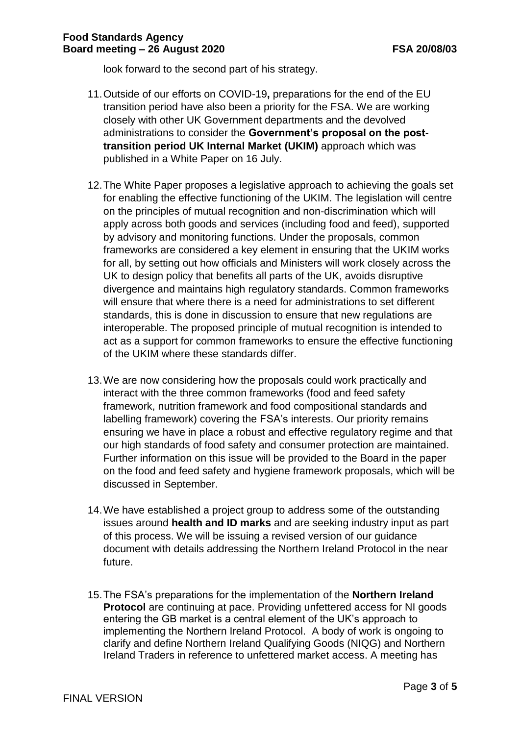look forward to the second part of his strategy.

11. Outside of our efforts on COVID-19**,** preparations for the end of the EU transition period have also been a priority for the FSA. We are working closely with other UK Government departments and the devolved administrations to consider the **Government's proposal on the post-transition period UK Internal Market (UKIM)** approach which was published in a White Paper on 16 July.

12. The White Paper proposes a legislative approach to achieving the goals set for enabling the effective functioning of the UKIM. The legislation will centre on the principles of mutual recognition and non-discrimination which will apply across both goods and services (including food and feed), supported by advisory and monitoring functions. Under the proposals, common frameworks are considered a key element in ensuring that the UKIM works for all, by setting out how officials and Ministers will work closely across the UK to design policy that benefits all parts of the UK, avoids disruptive divergence and maintains high regulatory standards. Common frameworks will ensure that where there is a need for administrations to set different standards, this is done in discussion to ensure that new regulations are interoperable. The proposed principle of mutual recognition is intended to act as a support for common frameworks to ensure the effective functioning of the UKIM where these standards differ.

13. We are now considering how the proposals could work practically and interact with the three common frameworks (food and feed safety framework, nutrition framework and food compositional standards and labelling framework) covering the FSA's interests. Our priority remains ensuring we have in place a robust and effective regulatory regime and that our high standards of food safety and consumer protection are maintained. Further information on this issue will be provided to the Board in the paper on the food and feed safety and hygiene framework proposals, which will be discussed in September.

14. We have established a project group to address some of the outstanding issues around **health and ID marks** and are seeking industry input as part of this process. We will be issuing a revised version of our guidance document with details addressing the Northern Ireland Protocol in the near future.

15. The FSA's preparations for the implementation of the **Northern Ireland Protocol** are continuing at pace. Providing unfettered access for NI goods entering the GB market is a central element of the UK's approach to implementing the Northern Ireland Protocol. A body of work is ongoing to clarify and define Northern Ireland Qualifying Goods (NIQG) and Northern Ireland Traders in reference to unfettered market access. A meeting has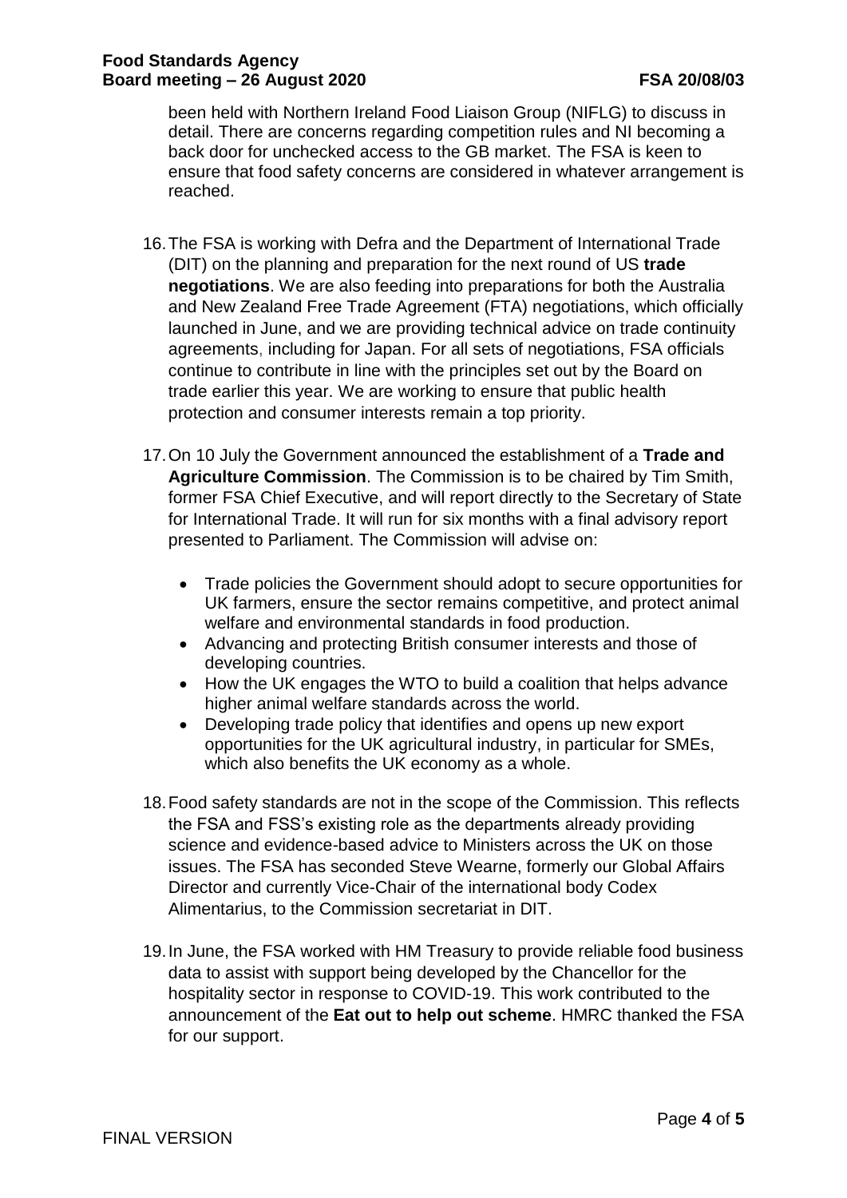been held with Northern Ireland Food Liaison Group (NIFLG) to discuss in detail. There are concerns regarding competition rules and NI becoming a back door for unchecked access to the GB market. The FSA is keen to ensure that food safety concerns are considered in whatever arrangement is reached.

16. The FSA is working with Defra and the Department of International Trade (DIT) on the planning and preparation for the next round of US **trade negotiations**. We are also feeding into preparations for both the Australia and New Zealand Free Trade Agreement (FTA) negotiations, which officially launched in June, and we are providing technical advice on trade continuity agreements, including for Japan. For all sets of negotiations, FSA officials continue to contribute in line with the principles set out by the Board on trade earlier this year. We are working to ensure that public health protection and consumer interests remain a top priority.

17. On 10 July the Government announced the establishment of a **Trade and Agriculture Commission**. The Commission is to be chaired by Tim Smith, former FSA Chief Executive, and will report directly to the Secretary of State for International Trade. It will run for six months with a final advisory report presented to Parliament. The Commission will advise on:

    - Trade policies the Government should adopt to secure opportunities for UK farmers, ensure the sector remains competitive, and protect animal welfare and environmental standards in food production.
    - Advancing and protecting British consumer interests and those of developing countries.
    - How the UK engages the WTO to build a coalition that helps advance higher animal welfare standards across the world.
    - Developing trade policy that identifies and opens up new export opportunities for the UK agricultural industry, in particular for SMEs, which also benefits the UK economy as a whole.

18. Food safety standards are not in the scope of the Commission. This reflects the FSA and FSS's existing role as the departments already providing science and evidence-based advice to Ministers across the UK on those issues. The FSA has seconded Steve Wearne, formerly our Global Affairs Director and currently Vice-Chair of the international body Codex Alimentarius, to the Commission secretariat in DIT.

19. In June, the FSA worked with HM Treasury to provide reliable food business data to assist with support being developed by the Chancellor for the hospitality sector in response to COVID-19. This work contributed to the announcement of the **Eat out to help out scheme**. HMRC thanked the FSA for our support.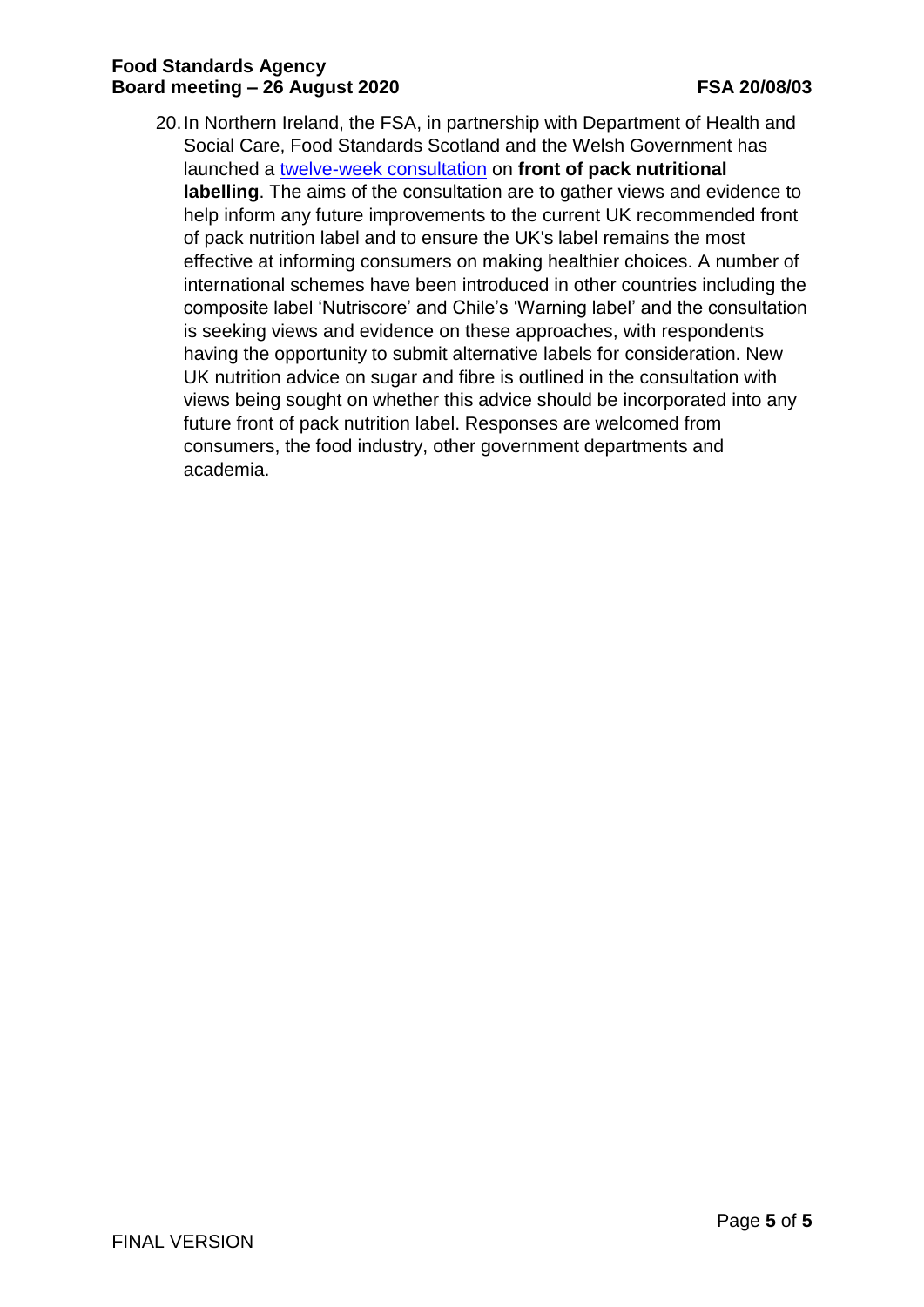20. In Northern Ireland, the FSA, in partnership with Department of Health and Social Care, Food Standards Scotland and the Welsh Government has launched a twelve-week consultation on **front of pack nutritional labelling**. The aims of the consultation are to gather views and evidence to help inform any future improvements to the current UK recommended front of pack nutrition label and to ensure the UK's label remains the most effective at informing consumers on making healthier choices. A number of international schemes have been introduced in other countries including the composite label 'Nutriscore' and Chile's 'Warning label' and the consultation is seeking views and evidence on these approaches, with respondents having the opportunity to submit alternative labels for consideration. New UK nutrition advice on sugar and fibre is outlined in the consultation with views being sought on whether this advice should be incorporated into any future front of pack nutrition label. Responses are welcomed from consumers, the food industry, other government departments and academia.